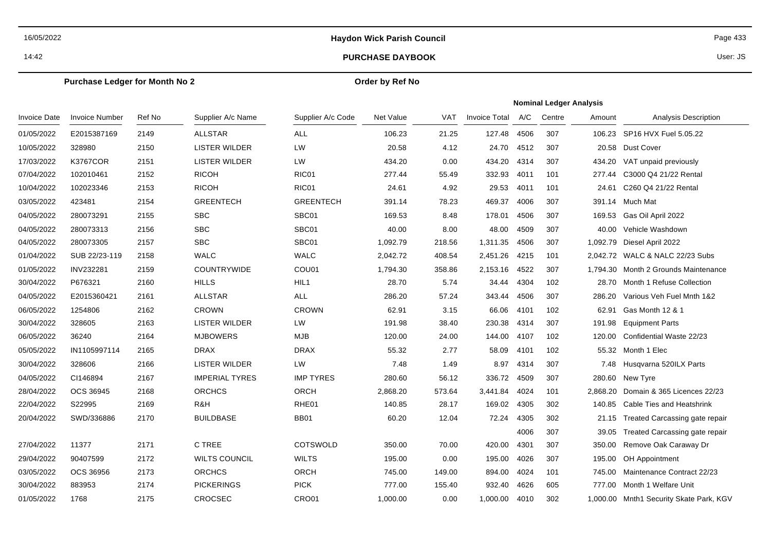**Haydon Wick Parish Council**

**PURCHASE DAYBOOK**

**Purchase Ledger for Month No 2** | **Order by Ref No**

| Invoice Date | Invoice Number | Ref No | Supplier A/c Name | Supplier A/c Code | Net Value | VAT | Invoice Total | A/C | Centre | Amount | Analysis Description |
|---|---|---|---|---|---|---|---|---|---|---|---|
| | | | | | | | **Nominal Ledger Analysis** | | | | |
| 01/05/2022 | E2015387169 | 2149 | ALLSTAR | ALL | 106.23 | 21.25 | 127.48 | 4506 | 307 | 106.23 | SP16 HVX Fuel 5.05.22 |
| 10/05/2022 | 328980 | 2150 | LISTER WILDER | LW | 20.58 | 4.12 | 24.70 | 4512 | 307 | 20.58 | Dust Cover |
| 17/03/2022 | K3767COR | 2151 | LISTER WILDER | LW | 434.20 | 0.00 | 434.20 | 4314 | 307 | 434.20 | VAT unpaid previously |
| 07/04/2022 | 102010461 | 2152 | RICOH | RIC01 | 277.44 | 55.49 | 332.93 | 4011 | 101 | 277.44 | C3000 Q4 21/22 Rental |
| 10/04/2022 | 102023346 | 2153 | RICOH | RIC01 | 24.61 | 4.92 | 29.53 | 4011 | 101 | 24.61 | C260 Q4 21/22 Rental |
| 03/05/2022 | 423481 | 2154 | GREENTECH | GREENTECH | 391.14 | 78.23 | 469.37 | 4006 | 307 | 391.14 | Much Mat |
| 04/05/2022 | 280073291 | 2155 | SBC | SBC01 | 169.53 | 8.48 | 178.01 | 4506 | 307 | 169.53 | Gas Oil April 2022 |
| 04/05/2022 | 280073313 | 2156 | SBC | SBC01 | 40.00 | 8.00 | 48.00 | 4509 | 307 | 40.00 | Vehicle Washdown |
| 04/05/2022 | 280073305 | 2157 | SBC | SBC01 | 1,092.79 | 218.56 | 1,311.35 | 4506 | 307 | 1,092.79 | Diesel April 2022 |
| 01/04/2022 | SUB 22/23-119 | 2158 | WALC | WALC | 2,042.72 | 408.54 | 2,451.26 | 4215 | 101 | 2,042.72 | WALC & NALC 22/23 Subs |
| 01/05/2022 | INV232281 | 2159 | COUNTRYWIDE | COU01 | 1,794.30 | 358.86 | 2,153.16 | 4522 | 307 | 1,794.30 | Month 2 Grounds Maintenance |
| 30/04/2022 | P676321 | 2160 | HILLS | HIL1 | 28.70 | 5.74 | 34.44 | 4304 | 102 | 28.70 | Month 1 Refuse Collection |
| 04/05/2022 | E2015360421 | 2161 | ALLSTAR | ALL | 286.20 | 57.24 | 343.44 | 4506 | 307 | 286.20 | Various Veh Fuel Mnth 1&2 |
| 06/05/2022 | 1254806 | 2162 | CROWN | CROWN | 62.91 | 3.15 | 66.06 | 4101 | 102 | 62.91 | Gas Month 12 & 1 |
| 30/04/2022 | 328605 | 2163 | LISTER WILDER | LW | 191.98 | 38.40 | 230.38 | 4314 | 307 | 191.98 | Equipment Parts |
| 06/05/2022 | 36240 | 2164 | MJBOWERS | MJB | 120.00 | 24.00 | 144.00 | 4107 | 102 | 120.00 | Confidential Waste 22/23 |
| 05/05/2022 | IN1105997114 | 2165 | DRAX | DRAX | 55.32 | 2.77 | 58.09 | 4101 | 102 | 55.32 | Month 1 Elec |
| 30/04/2022 | 328606 | 2166 | LISTER WILDER | LW | 7.48 | 1.49 | 8.97 | 4314 | 307 | 7.48 | Husqvarna 520ILX Parts |
| 04/05/2022 | CI146894 | 2167 | IMPERIAL TYRES | IMP TYRES | 280.60 | 56.12 | 336.72 | 4509 | 307 | 280.60 | New Tyre |
| 28/04/2022 | OCS 36945 | 2168 | ORCHCS | ORCH | 2,868.20 | 573.64 | 3,441.84 | 4024 | 101 | 2,868.20 | Domain & 365 Licences 22/23 |
| 22/04/2022 | S22995 | 2169 | R&H | RHE01 | 140.85 | 28.17 | 169.02 | 4305 | 302 | 140.85 | Cable Ties and Heatshrink |
| 20/04/2022 | SWD/336886 | 2170 | BUILDBASE | BB01 | 60.20 | 12.04 | 72.24 | 4305 | 302 | 21.15 | Treated Carcassing gate repair |
| | | | | | | | | 4006 | 307 | 39.05 | Treated Carcassing gate repair |
| 27/04/2022 | 11377 | 2171 | C TREE | COTSWOLD | 350.00 | 70.00 | 420.00 | 4301 | 307 | 350.00 | Remove Oak Caraway Dr |
| 29/04/2022 | 90407599 | 2172 | WILTS COUNCIL | WILTS | 195.00 | 0.00 | 195.00 | 4026 | 307 | 195.00 | OH Appointment |
| 03/05/2022 | OCS 36956 | 2173 | ORCHCS | ORCH | 745.00 | 149.00 | 894.00 | 4024 | 101 | 745.00 | Maintenance Contract 22/23 |
| 30/04/2022 | 883953 | 2174 | PICKERINGS | PICK | 777.00 | 155.40 | 932.40 | 4626 | 605 | 777.00 | Month 1 Welfare Unit |
| 01/05/2022 | 1768 | 2175 | CROCSEC | CRO01 | 1,000.00 | 0.00 | 1,000.00 | 4010 | 302 | 1,000.00 | Mnth1 Security Skate Park, KGV |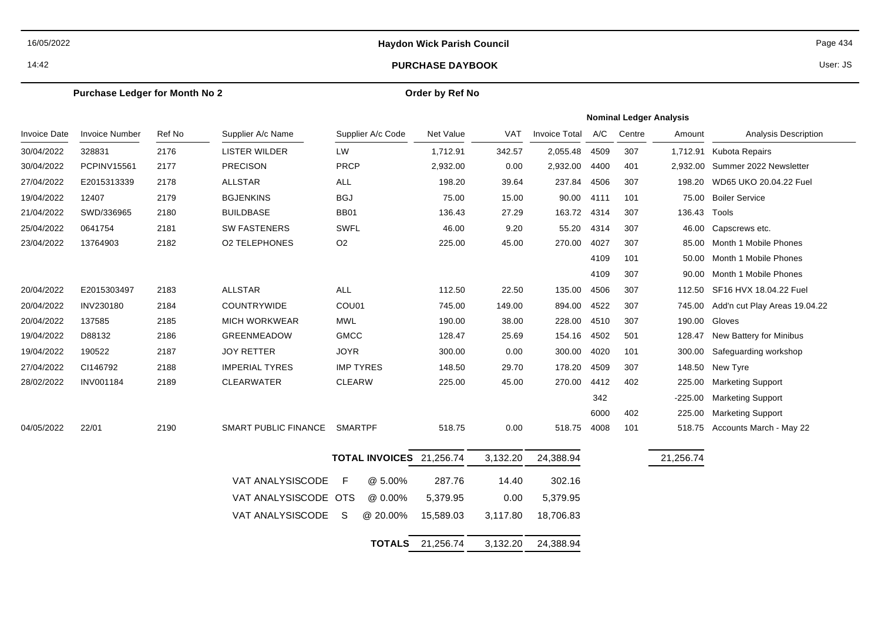**Haydon Wick Parish Council**

**PURCHASE DAYBOOK**

**Purchase Ledger for Month No 2** | **Order by Ref No**

| | | | | | | | | Nominal Ledger Analysis | | | |
|---|---|---|---|---|---|---|---|---|---|---|---|
| Invoice Date | Invoice Number | Ref No | Supplier A/c Name | Supplier A/c Code | Net Value | VAT | Invoice Total | A/C | Centre | Amount | Analysis Description |
| 30/04/2022 | 328831 | 2176 | LISTER WILDER | LW | 1,712.91 | 342.57 | 2,055.48 | 4509 | 307 | 1,712.91 | Kubota Repairs |
| 30/04/2022 | PCPINV15561 | 2177 | PRECISON | PRCP | 2,932.00 | 0.00 | 2,932.00 | 4400 | 401 | 2,932.00 | Summer 2022 Newsletter |
| 27/04/2022 | E2015313339 | 2178 | ALLSTAR | ALL | 198.20 | 39.64 | 237.84 | 4506 | 307 | 198.20 | WD65 UKO 20.04.22 Fuel |
| 19/04/2022 | 12407 | 2179 | BGJENKINS | BGJ | 75.00 | 15.00 | 90.00 | 4111 | 101 | 75.00 | Boiler Service |
| 21/04/2022 | SWD/336965 | 2180 | BUILDBASE | BB01 | 136.43 | 27.29 | 163.72 | 4314 | 307 | 136.43 | Tools |
| 25/04/2022 | 0641754 | 2181 | SW FASTENERS | SWFL | 46.00 | 9.20 | 55.20 | 4314 | 307 | 46.00 | Capscrews etc. |
| 23/04/2022 | 13764903 | 2182 | O2 TELEPHONES | O2 | 225.00 | 45.00 | 270.00 | 4027 | 307 | 85.00 | Month 1 Mobile Phones |
| | | | | | | | | 4109 | 101 | 50.00 | Month 1 Mobile Phones |
| | | | | | | | | 4109 | 307 | 90.00 | Month 1 Mobile Phones |
| 20/04/2022 | E2015303497 | 2183 | ALLSTAR | ALL | 112.50 | 22.50 | 135.00 | 4506 | 307 | 112.50 | SF16 HVX 18.04.22 Fuel |
| 20/04/2022 | INV230180 | 2184 | COUNTRYWIDE | COU01 | 745.00 | 149.00 | 894.00 | 4522 | 307 | 745.00 | Add'n cut Play Areas 19.04.22 |
| 20/04/2022 | 137585 | 2185 | MICH WORKWEAR | MWL | 190.00 | 38.00 | 228.00 | 4510 | 307 | 190.00 | Gloves |
| 19/04/2022 | D88132 | 2186 | GREENMEADOW | GMCC | 128.47 | 25.69 | 154.16 | 4502 | 501 | 128.47 | New Battery for Minibus |
| 19/04/2022 | 190522 | 2187 | JOY RETTER | JOYR | 300.00 | 0.00 | 300.00 | 4020 | 101 | 300.00 | Safeguarding workshop |
| 27/04/2022 | CI146792 | 2188 | IMPERIAL TYRES | IMP TYRES | 148.50 | 29.70 | 178.20 | 4509 | 307 | 148.50 | New Tyre |
| 28/02/2022 | INV001184 | 2189 | CLEARWATER | CLEARW | 225.00 | 45.00 | 270.00 | 4412 | 402 | 225.00 | Marketing Support |
| | | | | | | | | 342 | | -225.00 | Marketing Support |
| | | | | | | | | 6000 | 402 | 225.00 | Marketing Support |
| 04/05/2022 | 22/01 | 2190 | SMART PUBLIC FINANCE | SMARTPF | 518.75 | 0.00 | 518.75 | 4008 | 101 | 518.75 | Accounts March - May 22 |
| | | | | **TOTAL INVOICES** | 21,256.74 | 3,132.20 | 24,388.94 | | | 21,256.74 | |

| | | | Net Value | VAT | Invoice Total |
|---|---|---|---|---|---|
| VAT ANALYSISCODE | F | @ 5.00% | 287.76 | 14.40 | 302.16 |
| VAT ANALYSISCODE | OTS | @ 0.00% | 5,379.95 | 0.00 | 5,379.95 |
| VAT ANALYSISCODE | S | @ 20.00% | 15,589.03 | 3,117.80 | 18,706.83 |
| | | **TOTALS** | 21,256.74 | 3,132.20 | 24,388.94 |